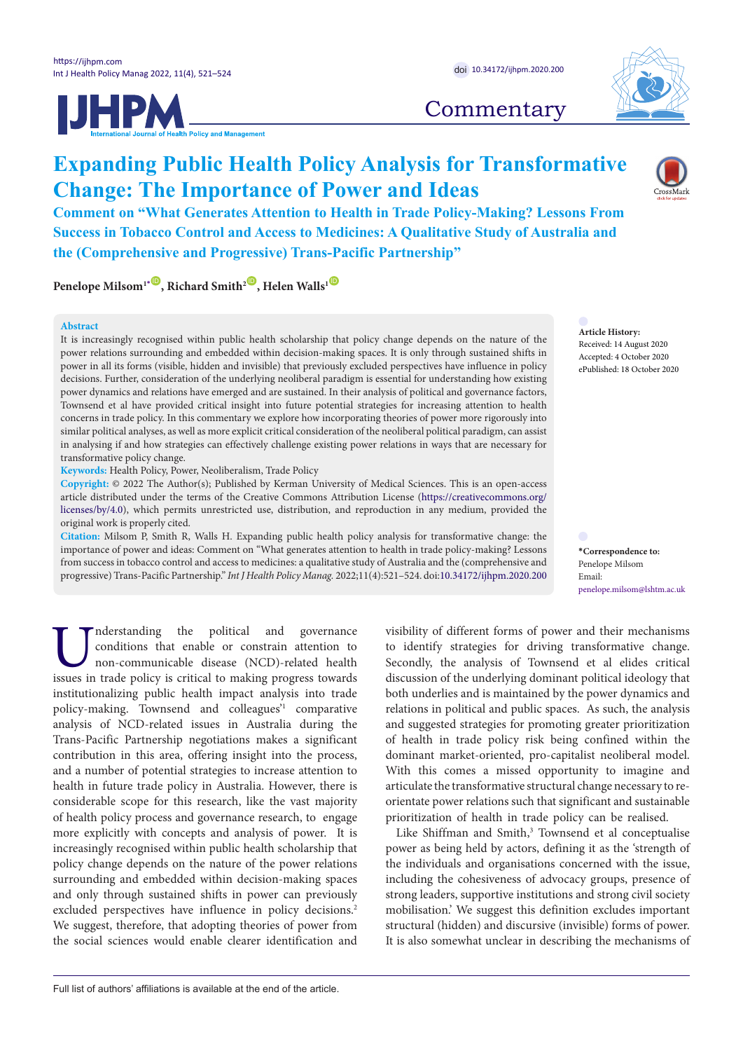Commentary

# Expanding Public Health Policy Analysis for Transformative Change: The Importance of Power and Ideas

## Comment on "What Generates Attention to Health in Trade Policy-Making? Lessons From Success in Tobacco Control and Access to Medicines: A Qualitative Study of Australia and the (Comprehensive and Progressive) Trans-Pacific Partnership"

**Penelope Milsom[1*], Richard Smith[2], Helen Walls[1]**

**Abstract**

It is increasingly recognised within public health scholarship that policy change depends on the nature of the power relations surrounding and embedded within decision-making spaces. It is only through sustained shifts in power in all its forms (visible, hidden and invisible) that previously excluded perspectives have influence in policy decisions. Further, consideration of the underlying neoliberal paradigm is essential for understanding how existing power dynamics and relations have emerged and are sustained. In their analysis of political and governance factors, Townsend et al have provided critical insight into future potential strategies for increasing attention to health concerns in trade policy. In this commentary we explore how incorporating theories of power more rigorously into similar political analyses, as well as more explicit critical consideration of the neoliberal political paradigm, can assist in analysing if and how strategies can effectively challenge existing power relations in ways that are necessary for transformative policy change.

**Keywords:** Health Policy, Power, Neoliberalism, Trade Policy

**Copyright:** © 2022 The Author(s); Published by Kerman University of Medical Sciences. This is an open-access article distributed under the terms of the Creative Commons Attribution License (https://creativecommons.org/licenses/by/4.0), which permits unrestricted use, distribution, and reproduction in any medium, provided the original work is properly cited.

**Citation:** Milsom P, Smith R, Walls H. Expanding public health policy analysis for transformative change: the importance of power and ideas: Comment on "What generates attention to health in trade policy-making? Lessons from success in tobacco control and access to medicines: a qualitative study of Australia and the (comprehensive and progressive) Trans-Pacific Partnership." *Int J Health Policy Manag.* 2022;11(4):521–524. doi:10.34172/ijhpm.2020.200

**Article History:**
Received: 14 August 2020
Accepted: 4 October 2020
ePublished: 18 October 2020

**\*Correspondence to:**
Penelope Milsom
Email: penelope.milsom@lshtm.ac.uk

Understanding the political and governance conditions that enable or constrain attention to non-communicable disease (NCD)-related health issues in trade policy is critical to making progress towards institutionalizing public health impact analysis into trade policy-making. Townsend and colleagues'[1] comparative analysis of NCD-related issues in Australia during the Trans-Pacific Partnership negotiations makes a significant contribution in this area, offering insight into the process, and a number of potential strategies to increase attention to health in future trade policy in Australia. However, there is considerable scope for this research, like the vast majority of health policy process and governance research, to engage more explicitly with concepts and analysis of power. It is increasingly recognised within public health scholarship that policy change depends on the nature of the power relations surrounding and embedded within decision-making spaces and only through sustained shifts in power can previously excluded perspectives have influence in policy decisions.[2] We suggest, therefore, that adopting theories of power from the social sciences would enable clearer identification and visibility of different forms of power and their mechanisms to identify strategies for driving transformative change. Secondly, the analysis of Townsend et al elides critical discussion of the underlying dominant political ideology that both underlies and is maintained by the power dynamics and relations in political and public spaces. As such, the analysis and suggested strategies for promoting greater prioritization of health in trade policy risk being confined within the dominant market-oriented, pro-capitalist neoliberal model. With this comes a missed opportunity to imagine and articulate the transformative structural change necessary to re-orientate power relations such that significant and sustainable prioritization of health in trade policy can be realised.

Like Shiffman and Smith,[3] Townsend et al conceptualise power as being held by actors, defining it as the 'strength of the individuals and organisations concerned with the issue, including the cohesiveness of advocacy groups, presence of strong leaders, supportive institutions and strong civil society mobilisation.' We suggest this definition excludes important structural (hidden) and discursive (invisible) forms of power. It is also somewhat unclear in describing the mechanisms of

Full list of authors' affiliations is available at the end of the article.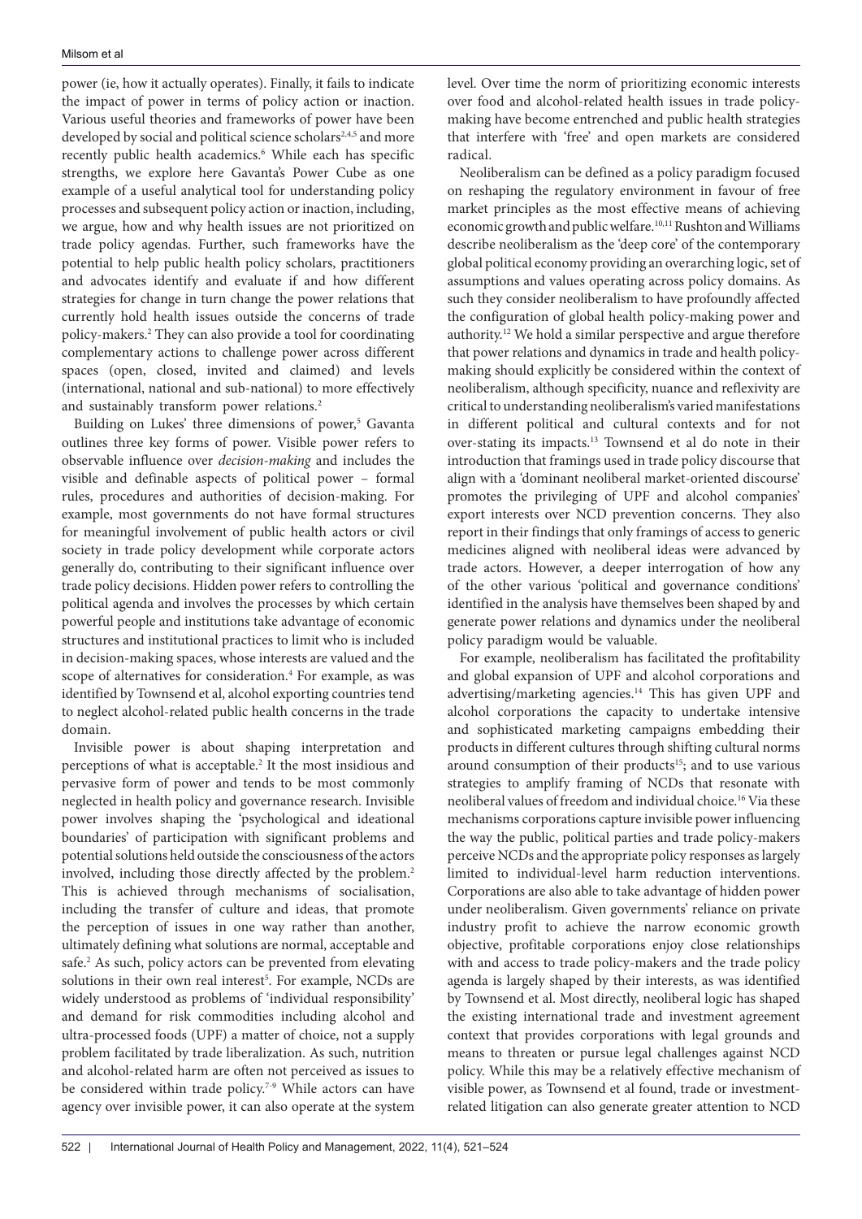power (ie, how it actually operates). Finally, it fails to indicate the impact of power in terms of policy action or inaction. Various useful theories and frameworks of power have been developed by social and political science scholars[2,4,5] and more recently public health academics.[6] While each has specific strengths, we explore here Gavanta's Power Cube as one example of a useful analytical tool for understanding policy processes and subsequent policy action or inaction, including, we argue, how and why health issues are not prioritized on trade policy agendas. Further, such frameworks have the potential to help public health policy scholars, practitioners and advocates identify and evaluate if and how different strategies for change in turn change the power relations that currently hold health issues outside the concerns of trade policy-makers.[2] They can also provide a tool for coordinating complementary actions to challenge power across different spaces (open, closed, invited and claimed) and levels (international, national and sub-national) to more effectively and sustainably transform power relations.[2]

Building on Lukes' three dimensions of power,[5] Gavanta outlines three key forms of power. Visible power refers to observable influence over *decision-making* and includes the visible and definable aspects of political power – formal rules, procedures and authorities of decision-making. For example, most governments do not have formal structures for meaningful involvement of public health actors or civil society in trade policy development while corporate actors generally do, contributing to their significant influence over trade policy decisions. Hidden power refers to controlling the political agenda and involves the processes by which certain powerful people and institutions take advantage of economic structures and institutional practices to limit who is included in decision-making spaces, whose interests are valued and the scope of alternatives for consideration.[4] For example, as was identified by Townsend et al, alcohol exporting countries tend to neglect alcohol-related public health concerns in the trade domain.

Invisible power is about shaping interpretation and perceptions of what is acceptable.[2] It the most insidious and pervasive form of power and tends to be most commonly neglected in health policy and governance research. Invisible power involves shaping the 'psychological and ideational boundaries' of participation with significant problems and potential solutions held outside the consciousness of the actors involved, including those directly affected by the problem.[2] This is achieved through mechanisms of socialisation, including the transfer of culture and ideas, that promote the perception of issues in one way rather than another, ultimately defining what solutions are normal, acceptable and safe.[2] As such, policy actors can be prevented from elevating solutions in their own real interest[5]. For example, NCDs are widely understood as problems of 'individual responsibility' and demand for risk commodities including alcohol and ultra-processed foods (UPF) a matter of choice, not a supply problem facilitated by trade liberalization. As such, nutrition and alcohol-related harm are often not perceived as issues to be considered within trade policy.[7-9] While actors can have agency over invisible power, it can also operate at the system level. Over time the norm of prioritizing economic interests over food and alcohol-related health issues in trade policy-making have become entrenched and public health strategies that interfere with 'free' and open markets are considered radical.

Neoliberalism can be defined as a policy paradigm focused on reshaping the regulatory environment in favour of free market principles as the most effective means of achieving economic growth and public welfare.[10,11] Rushton and Williams describe neoliberalism as the 'deep core' of the contemporary global political economy providing an overarching logic, set of assumptions and values operating across policy domains. As such they consider neoliberalism to have profoundly affected the configuration of global health policy-making power and authority.[12] We hold a similar perspective and argue therefore that power relations and dynamics in trade and health policy-making should explicitly be considered within the context of neoliberalism, although specificity, nuance and reflexivity are critical to understanding neoliberalism's varied manifestations in different political and cultural contexts and for not over-stating its impacts.[13] Townsend et al do note in their introduction that framings used in trade policy discourse that align with a 'dominant neoliberal market-oriented discourse' promotes the privileging of UPF and alcohol companies' export interests over NCD prevention concerns. They also report in their findings that only framings of access to generic medicines aligned with neoliberal ideas were advanced by trade actors. However, a deeper interrogation of how any of the other various 'political and governance conditions' identified in the analysis have themselves been shaped by and generate power relations and dynamics under the neoliberal policy paradigm would be valuable.

For example, neoliberalism has facilitated the profitability and global expansion of UPF and alcohol corporations and advertising/marketing agencies.[14] This has given UPF and alcohol corporations the capacity to undertake intensive and sophisticated marketing campaigns embedding their products in different cultures through shifting cultural norms around consumption of their products[15]; and to use various strategies to amplify framing of NCDs that resonate with neoliberal values of freedom and individual choice.[16] Via these mechanisms corporations capture invisible power influencing the way the public, political parties and trade policy-makers perceive NCDs and the appropriate policy responses as largely limited to individual-level harm reduction interventions. Corporations are also able to take advantage of hidden power under neoliberalism. Given governments' reliance on private industry profit to achieve the narrow economic growth objective, profitable corporations enjoy close relationships with and access to trade policy-makers and the trade policy agenda is largely shaped by their interests, as was identified by Townsend et al. Most directly, neoliberal logic has shaped the existing international trade and investment agreement context that provides corporations with legal grounds and means to threaten or pursue legal challenges against NCD policy. While this may be a relatively effective mechanism of visible power, as Townsend et al found, trade or investment-related litigation can also generate greater attention to NCD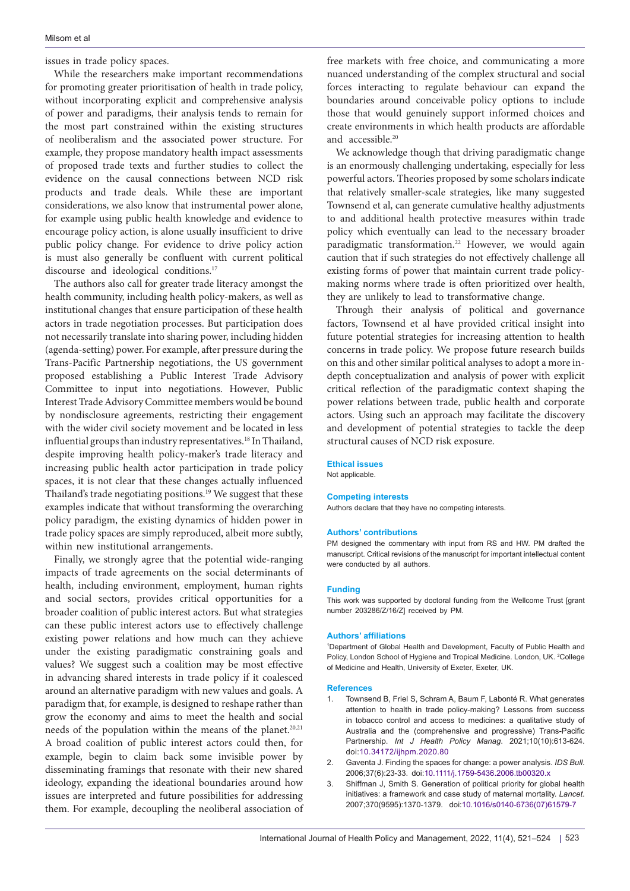issues in trade policy spaces.

While the researchers make important recommendations for promoting greater prioritisation of health in trade policy, without incorporating explicit and comprehensive analysis of power and paradigms, their analysis tends to remain for the most part constrained within the existing structures of neoliberalism and the associated power structure. For example, they propose mandatory health impact assessments of proposed trade texts and further studies to collect the evidence on the causal connections between NCD risk products and trade deals. While these are important considerations, we also know that instrumental power alone, for example using public health knowledge and evidence to encourage policy action, is alone usually insufficient to drive public policy change. For evidence to drive policy action is must also generally be confluent with current political discourse and ideological conditions.[17]

The authors also call for greater trade literacy amongst the health community, including health policy-makers, as well as institutional changes that ensure participation of these health actors in trade negotiation processes. But participation does not necessarily translate into sharing power, including hidden (agenda-setting) power. For example, after pressure during the Trans-Pacific Partnership negotiations, the US government proposed establishing a Public Interest Trade Advisory Committee to input into negotiations. However, Public Interest Trade Advisory Committee members would be bound by nondisclosure agreements, restricting their engagement with the wider civil society movement and be located in less influential groups than industry representatives.[18] In Thailand, despite improving health policy-maker's trade literacy and increasing public health actor participation in trade policy spaces, it is not clear that these changes actually influenced Thailand's trade negotiating positions.[19] We suggest that these examples indicate that without transforming the overarching policy paradigm, the existing dynamics of hidden power in trade policy spaces are simply reproduced, albeit more subtly, within new institutional arrangements.

Finally, we strongly agree that the potential wide-ranging impacts of trade agreements on the social determinants of health, including environment, employment, human rights and social sectors, provides critical opportunities for a broader coalition of public interest actors. But what strategies can these public interest actors use to effectively challenge existing power relations and how much can they achieve under the existing paradigmatic constraining goals and values? We suggest such a coalition may be most effective in advancing shared interests in trade policy if it coalesced around an alternative paradigm with new values and goals. A paradigm that, for example, is designed to reshape rather than grow the economy and aims to meet the health and social needs of the population within the means of the planet.[20,21] A broad coalition of public interest actors could then, for example, begin to claim back some invisible power by disseminating framings that resonate with their new shared ideology, expanding the ideational boundaries around how issues are interpreted and future possibilities for addressing them. For example, decoupling the neoliberal association of free markets with free choice, and communicating a more nuanced understanding of the complex structural and social forces interacting to regulate behaviour can expand the boundaries around conceivable policy options to include those that would genuinely support informed choices and create environments in which health products are affordable and accessible.[20]

We acknowledge though that driving paradigmatic change is an enormously challenging undertaking, especially for less powerful actors. Theories proposed by some scholars indicate that relatively smaller-scale strategies, like many suggested Townsend et al, can generate cumulative healthy adjustments to and additional health protective measures within trade policy which eventually can lead to the necessary broader paradigmatic transformation.[22] However, we would again caution that if such strategies do not effectively challenge all existing forms of power that maintain current trade policy-making norms where trade is often prioritized over health, they are unlikely to lead to transformative change.

Through their analysis of political and governance factors, Townsend et al have provided critical insight into future potential strategies for increasing attention to health concerns in trade policy. We propose future research builds on this and other similar political analyses to adopt a more in-depth conceptualization and analysis of power with explicit critical reflection of the paradigmatic context shaping the power relations between trade, public health and corporate actors. Using such an approach may facilitate the discovery and development of potential strategies to tackle the deep structural causes of NCD risk exposure.

#### Ethical issues

Not applicable.

#### Competing interests

Authors declare that they have no competing interests.

#### Authors' contributions

PM designed the commentary with input from RS and HW. PM drafted the manuscript. Critical revisions of the manuscript for important intellectual content were conducted by all authors.

#### Funding

This work was supported by doctoral funding from the Wellcome Trust [grant number 203286/Z/16/Z] received by PM.

#### Authors' affiliations

[1]Department of Global Health and Development, Faculty of Public Health and Policy, London School of Hygiene and Tropical Medicine. London, UK. [2]College of Medicine and Health, University of Exeter, Exeter, UK.

#### References

1. Townsend B, Friel S, Schram A, Baum F, Labonté R. What generates attention to health in trade policy-making? Lessons from success in tobacco control and access to medicines: a qualitative study of Australia and the (comprehensive and progressive) Trans-Pacific Partnership. *Int J Health Policy Manag*. 2021;10(10):613-624. doi:10.34172/ijhpm.2020.80
2. Gaventa J. Finding the spaces for change: a power analysis. *IDS Bull*. 2006;37(6):23-33. doi:10.1111/j.1759-5436.2006.tb00320.x
3. Shiffman J, Smith S. Generation of political priority for global health initiatives: a framework and case study of maternal mortality. *Lancet*. 2007;370(9595):1370-1379. doi:10.1016/s0140-6736(07)61579-7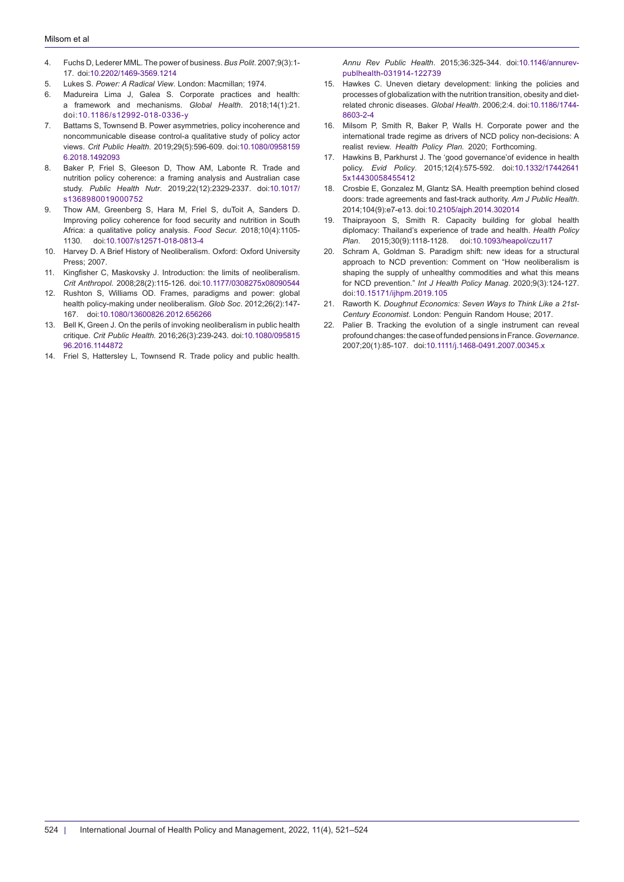4. Fuchs D, Lederer MML. The power of business. *Bus Polit*. 2007;9(3):1-17. doi:10.2202/1469-3569.1214
5. Lukes S. *Power: A Radical View*. London: Macmillan; 1974.
6. Madureira Lima J, Galea S. Corporate practices and health: a framework and mechanisms. *Global Health*. 2018;14(1):21. doi:10.1186/s12992-018-0336-y
7. Battams S, Townsend B. Power asymmetries, policy incoherence and noncommunicable disease control-a qualitative study of policy actor views. *Crit Public Health*. 2019;29(5):596-609. doi:10.1080/09581596.2018.1492093
8. Baker P, Friel S, Gleeson D, Thow AM, Labonte R. Trade and nutrition policy coherence: a framing analysis and Australian case study. *Public Health Nutr*. 2019;22(12):2329-2337. doi:10.1017/s1368980019000752
9. Thow AM, Greenberg S, Hara M, Friel S, duToit A, Sanders D. Improving policy coherence for food security and nutrition in South Africa: a qualitative policy analysis. *Food Secur.* 2018;10(4):1105-1130. doi:10.1007/s12571-018-0813-4
10. Harvey D. A Brief History of Neoliberalism. Oxford: Oxford University Press; 2007.
11. Kingfisher C, Maskovsky J. Introduction: the limits of neoliberalism. *Crit Anthropol.* 2008;28(2):115-126. doi:10.1177/0308275x08090544
12. Rushton S, Williams OD. Frames, paradigms and power: global health policy-making under neoliberalism. *Glob Soc*. 2012;26(2):147-167. doi:10.1080/13600826.2012.656266
13. Bell K, Green J. On the perils of invoking neoliberalism in public health critique. *Crit Public Health.* 2016;26(3):239-243. doi:10.1080/09581596.2016.1144872
14. Friel S, Hattersley L, Townsend R. Trade policy and public health. *Annu Rev Public Health*. 2015;36:325-344. doi:10.1146/annurev-publhealth-031914-122739
15. Hawkes C. Uneven dietary development: linking the policies and processes of globalization with the nutrition transition, obesity and diet-related chronic diseases. *Global Health*. 2006;2:4. doi:10.1186/1744-8603-2-4
16. Milsom P, Smith R, Baker P, Walls H. Corporate power and the international trade regime as drivers of NCD policy non-decisions: A realist review. *Health Policy Plan.* 2020; Forthcoming.
17. Hawkins B, Parkhurst J. The 'good governance'of evidence in health policy. *Evid Policy*. 2015;12(4):575-592. doi:10.1332/174426415x14430058455412
18. Crosbie E, Gonzalez M, Glantz SA. Health preemption behind closed doors: trade agreements and fast-track authority. *Am J Public Health*. 2014;104(9):e7-e13. doi:10.2105/ajph.2014.302014
19. Thaiprayoon S, Smith R. Capacity building for global health diplomacy: Thailand's experience of trade and health. *Health Policy Plan*. 2015;30(9):1118-1128. doi:10.1093/heapol/czu117
20. Schram A, Goldman S. Paradigm shift: new ideas for a structural approach to NCD prevention: Comment on "How neoliberalism is shaping the supply of unhealthy commodities and what this means for NCD prevention." *Int J Health Policy Manag*. 2020;9(3):124-127. doi:10.15171/ijhpm.2019.105
21. Raworth K. *Doughnut Economics: Seven Ways to Think Like a 21st-Century Economist*. London: Penguin Random House; 2017.
22. Palier B. Tracking the evolution of a single instrument can reveal profound changes: the case of funded pensions in France. *Governance*. 2007;20(1):85-107. doi:10.1111/j.1468-0491.2007.00345.x